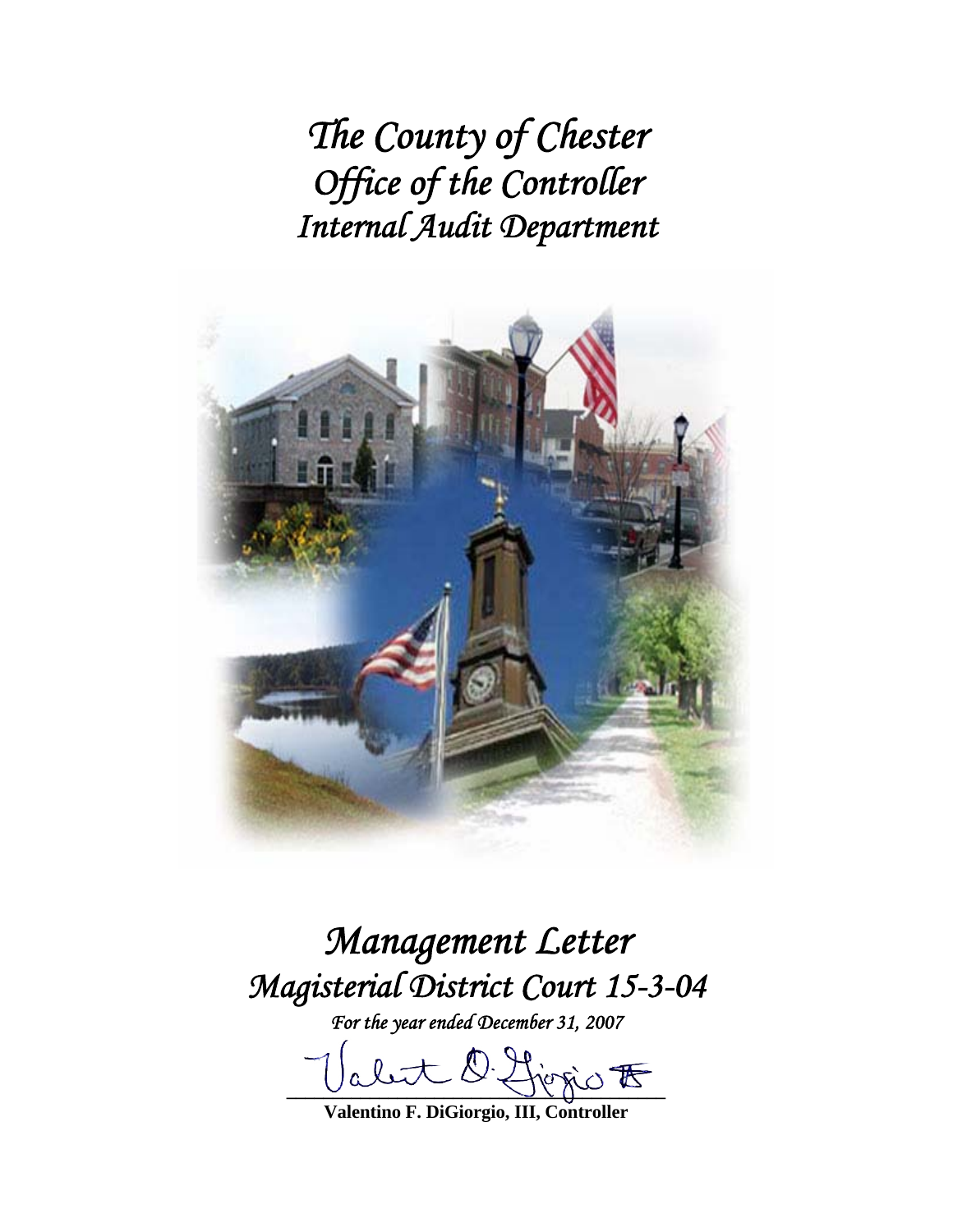# *The County of Chester*
# *Office of the Controller*
# *Internal Audit Department*

# *Management Letter*
# *Magisterial District Court 15-3-04*

*For the year ended December 31, 2007*

**Valentino F. DiGiorgio, III, Controller**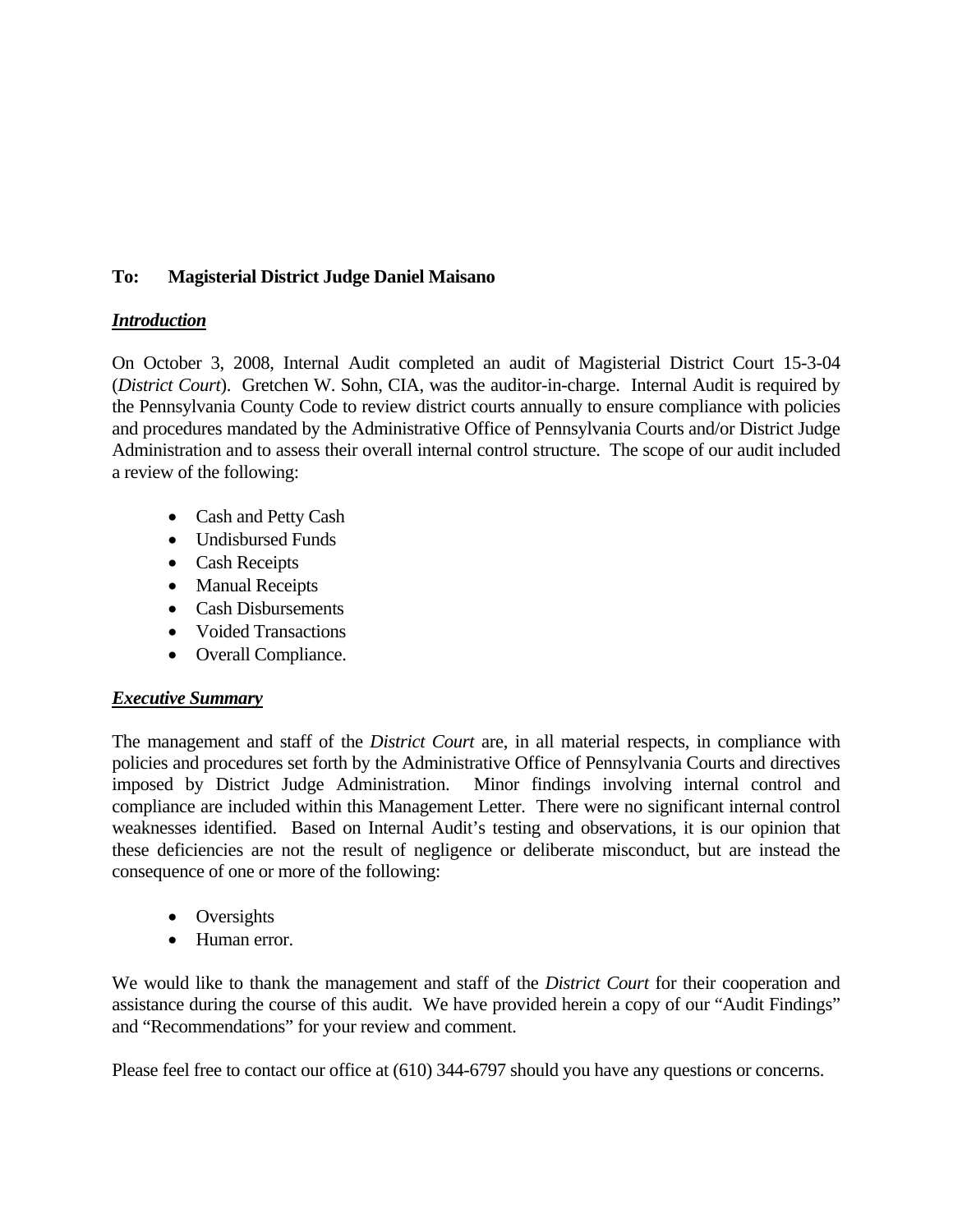**To: Magisterial District Judge Daniel Maisano**

***Introduction***

On October 3, 2008, Internal Audit completed an audit of Magisterial District Court 15-3-04 (*District Court*). Gretchen W. Sohn, CIA, was the auditor-in-charge. Internal Audit is required by the Pennsylvania County Code to review district courts annually to ensure compliance with policies and procedures mandated by the Administrative Office of Pennsylvania Courts and/or District Judge Administration and to assess their overall internal control structure. The scope of our audit included a review of the following:

- Cash and Petty Cash
- Undisbursed Funds
- Cash Receipts
- Manual Receipts
- Cash Disbursements
- Voided Transactions
- Overall Compliance.

***Executive Summary***

The management and staff of the *District Court* are, in all material respects, in compliance with policies and procedures set forth by the Administrative Office of Pennsylvania Courts and directives imposed by District Judge Administration. Minor findings involving internal control and compliance are included within this Management Letter. There were no significant internal control weaknesses identified. Based on Internal Audit's testing and observations, it is our opinion that these deficiencies are not the result of negligence or deliberate misconduct, but are instead the consequence of one or more of the following:

- Oversights
- Human error.

We would like to thank the management and staff of the *District Court* for their cooperation and assistance during the course of this audit. We have provided herein a copy of our "Audit Findings" and "Recommendations" for your review and comment.

Please feel free to contact our office at (610) 344-6797 should you have any questions or concerns.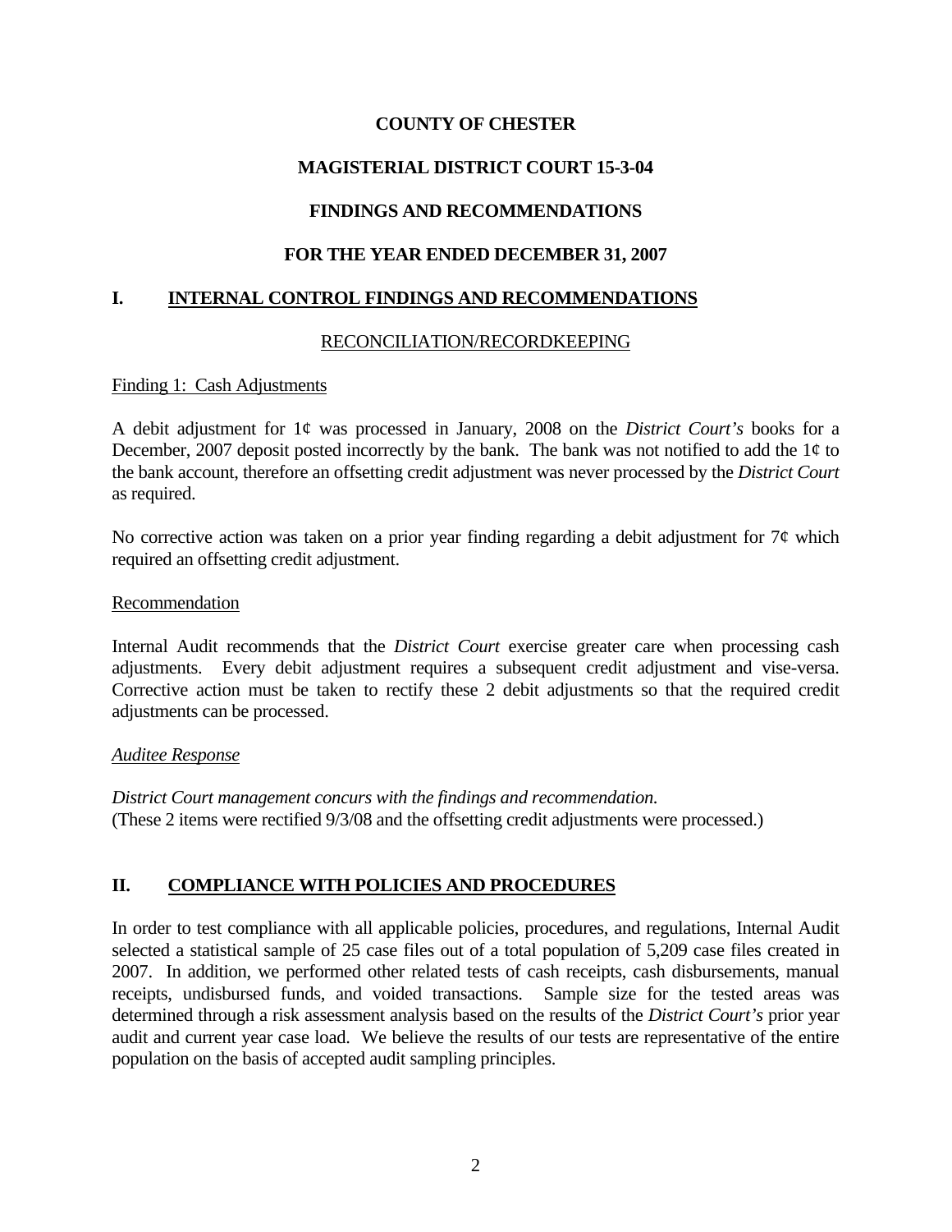**COUNTY OF CHESTER**

**MAGISTERIAL DISTRICT COURT 15-3-04**

**FINDINGS AND RECOMMENDATIONS**

**FOR THE YEAR ENDED DECEMBER 31, 2007**

## I. INTERNAL CONTROL FINDINGS AND RECOMMENDATIONS

### RECONCILIATION/RECORDKEEPING

Finding 1: Cash Adjustments

A debit adjustment for 1¢ was processed in January, 2008 on the *District Court's* books for a December, 2007 deposit posted incorrectly by the bank. The bank was not notified to add the 1¢ to the bank account, therefore an offsetting credit adjustment was never processed by the *District Court* as required.

No corrective action was taken on a prior year finding regarding a debit adjustment for 7¢ which required an offsetting credit adjustment.

Recommendation

Internal Audit recommends that the *District Court* exercise greater care when processing cash adjustments. Every debit adjustment requires a subsequent credit adjustment and vise-versa. Corrective action must be taken to rectify these 2 debit adjustments so that the required credit adjustments can be processed.

*Auditee Response*

*District Court management concurs with the findings and recommendation.*
(These 2 items were rectified 9/3/08 and the offsetting credit adjustments were processed.)

## II. COMPLIANCE WITH POLICIES AND PROCEDURES

In order to test compliance with all applicable policies, procedures, and regulations, Internal Audit selected a statistical sample of 25 case files out of a total population of 5,209 case files created in 2007. In addition, we performed other related tests of cash receipts, cash disbursements, manual receipts, undisbursed funds, and voided transactions. Sample size for the tested areas was determined through a risk assessment analysis based on the results of the *District Court's* prior year audit and current year case load. We believe the results of our tests are representative of the entire population on the basis of accepted audit sampling principles.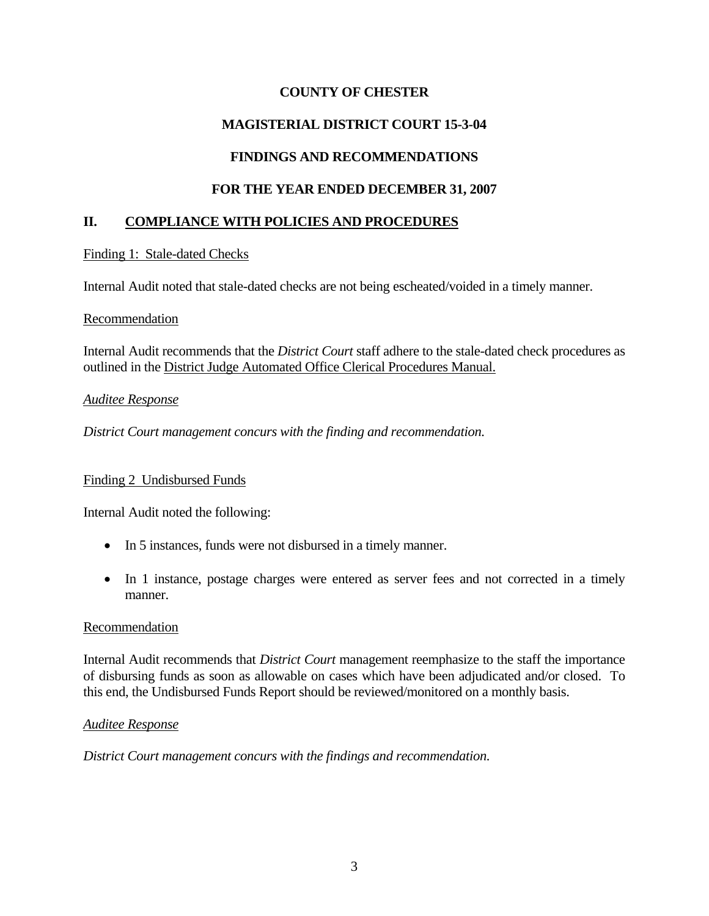# COUNTY OF CHESTER

## MAGISTERIAL DISTRICT COURT 15-3-04

## FINDINGS AND RECOMMENDATIONS

## FOR THE YEAR ENDED DECEMBER 31, 2007

## II. COMPLIANCE WITH POLICIES AND PROCEDURES

Finding 1: Stale-dated Checks

Internal Audit noted that stale-dated checks are not being escheated/voided in a timely manner.

Recommendation

Internal Audit recommends that the *District Court* staff adhere to the stale-dated check procedures as outlined in the District Judge Automated Office Clerical Procedures Manual.

*Auditee Response*

*District Court management concurs with the finding and recommendation.*

Finding 2 Undisbursed Funds

Internal Audit noted the following:

- In 5 instances, funds were not disbursed in a timely manner.
- In 1 instance, postage charges were entered as server fees and not corrected in a timely manner.

Recommendation

Internal Audit recommends that *District Court* management reemphasize to the staff the importance of disbursing funds as soon as allowable on cases which have been adjudicated and/or closed. To this end, the Undisbursed Funds Report should be reviewed/monitored on a monthly basis.

*Auditee Response*

*District Court management concurs with the findings and recommendation.*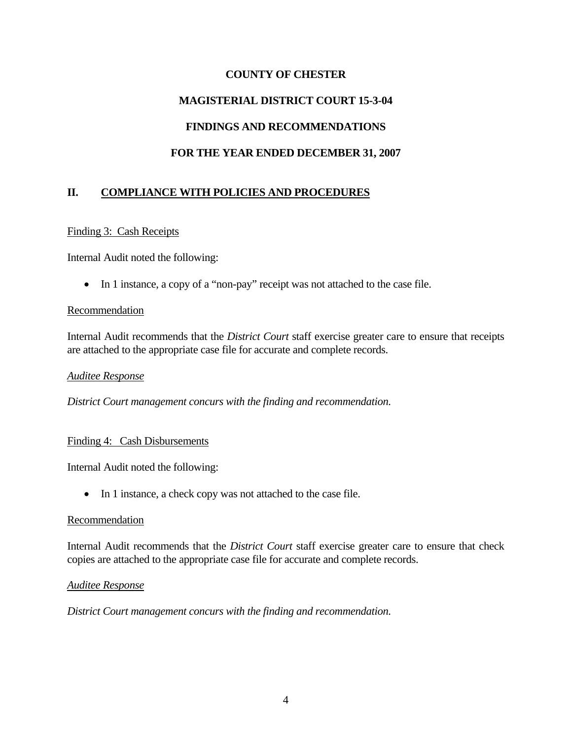**COUNTY OF CHESTER**

**MAGISTERIAL DISTRICT COURT 15-3-04**

**FINDINGS AND RECOMMENDATIONS**

**FOR THE YEAR ENDED DECEMBER 31, 2007**

## II. COMPLIANCE WITH POLICIES AND PROCEDURES

Finding 3: Cash Receipts

Internal Audit noted the following:

- In 1 instance, a copy of a "non-pay" receipt was not attached to the case file.

Recommendation

Internal Audit recommends that the *District Court* staff exercise greater care to ensure that receipts are attached to the appropriate case file for accurate and complete records.

*Auditee Response*

*District Court management concurs with the finding and recommendation.*

Finding 4: Cash Disbursements

Internal Audit noted the following:

- In 1 instance, a check copy was not attached to the case file.

Recommendation

Internal Audit recommends that the *District Court* staff exercise greater care to ensure that check copies are attached to the appropriate case file for accurate and complete records.

*Auditee Response*

*District Court management concurs with the finding and recommendation.*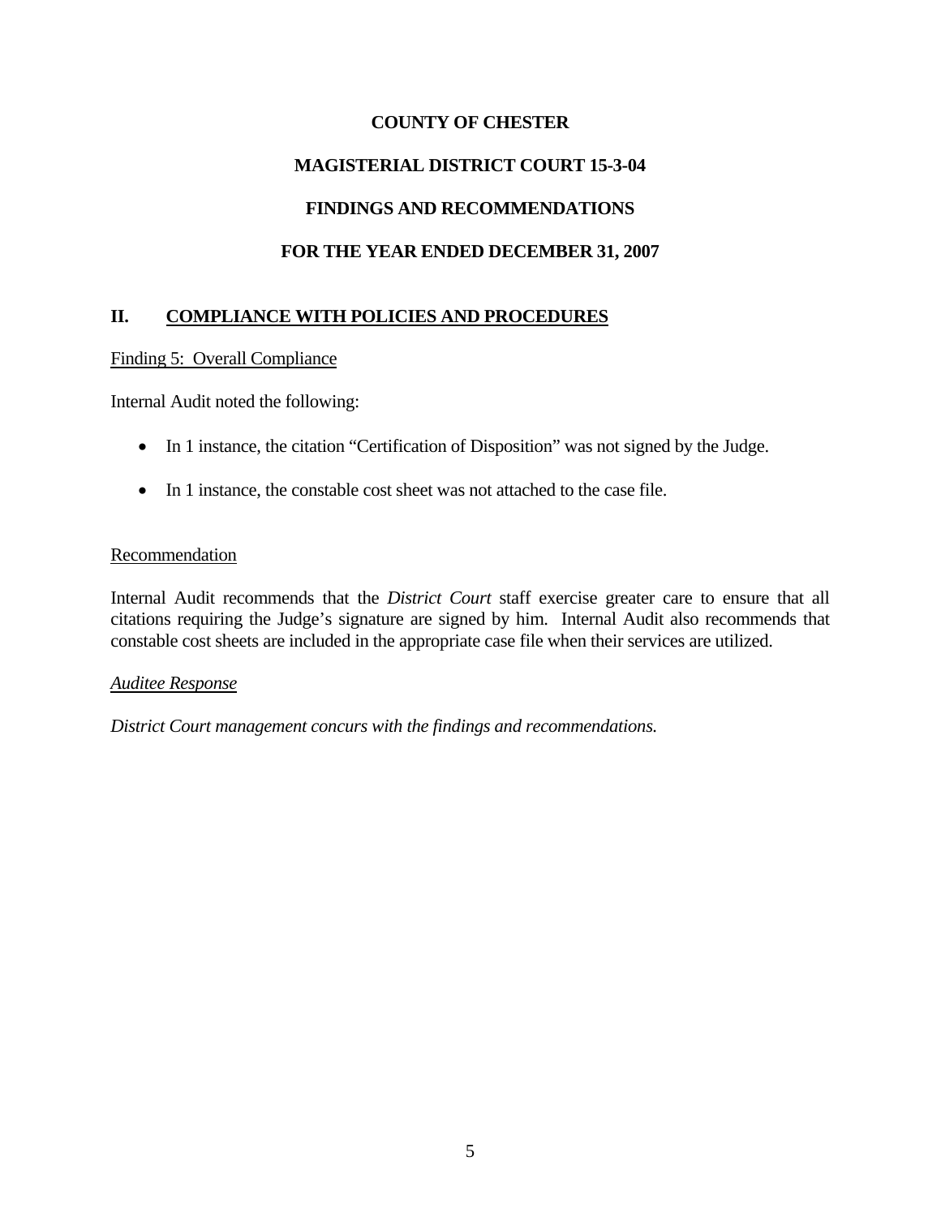**COUNTY OF CHESTER**

**MAGISTERIAL DISTRICT COURT 15-3-04**

**FINDINGS AND RECOMMENDATIONS**

**FOR THE YEAR ENDED DECEMBER 31, 2007**

## II. COMPLIANCE WITH POLICIES AND PROCEDURES

Finding 5: Overall Compliance

Internal Audit noted the following:

- In 1 instance, the citation "Certification of Disposition" was not signed by the Judge.
- In 1 instance, the constable cost sheet was not attached to the case file.

Recommendation

Internal Audit recommends that the *District Court* staff exercise greater care to ensure that all citations requiring the Judge's signature are signed by him. Internal Audit also recommends that constable cost sheets are included in the appropriate case file when their services are utilized.

*Auditee Response*

*District Court management concurs with the findings and recommendations.*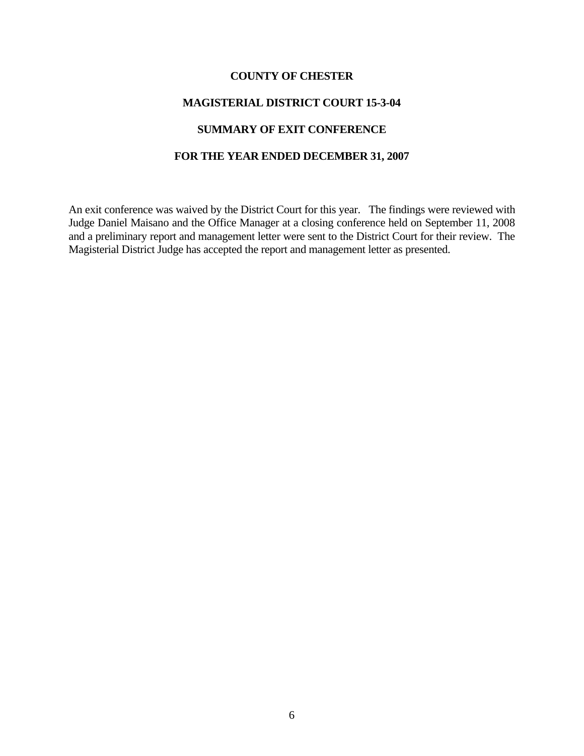**COUNTY OF CHESTER**

**MAGISTERIAL DISTRICT COURT 15-3-04**

**SUMMARY OF EXIT CONFERENCE**

**FOR THE YEAR ENDED DECEMBER 31, 2007**

An exit conference was waived by the District Court for this year. The findings were reviewed with Judge Daniel Maisano and the Office Manager at a closing conference held on September 11, 2008 and a preliminary report and management letter were sent to the District Court for their review. The Magisterial District Judge has accepted the report and management letter as presented.